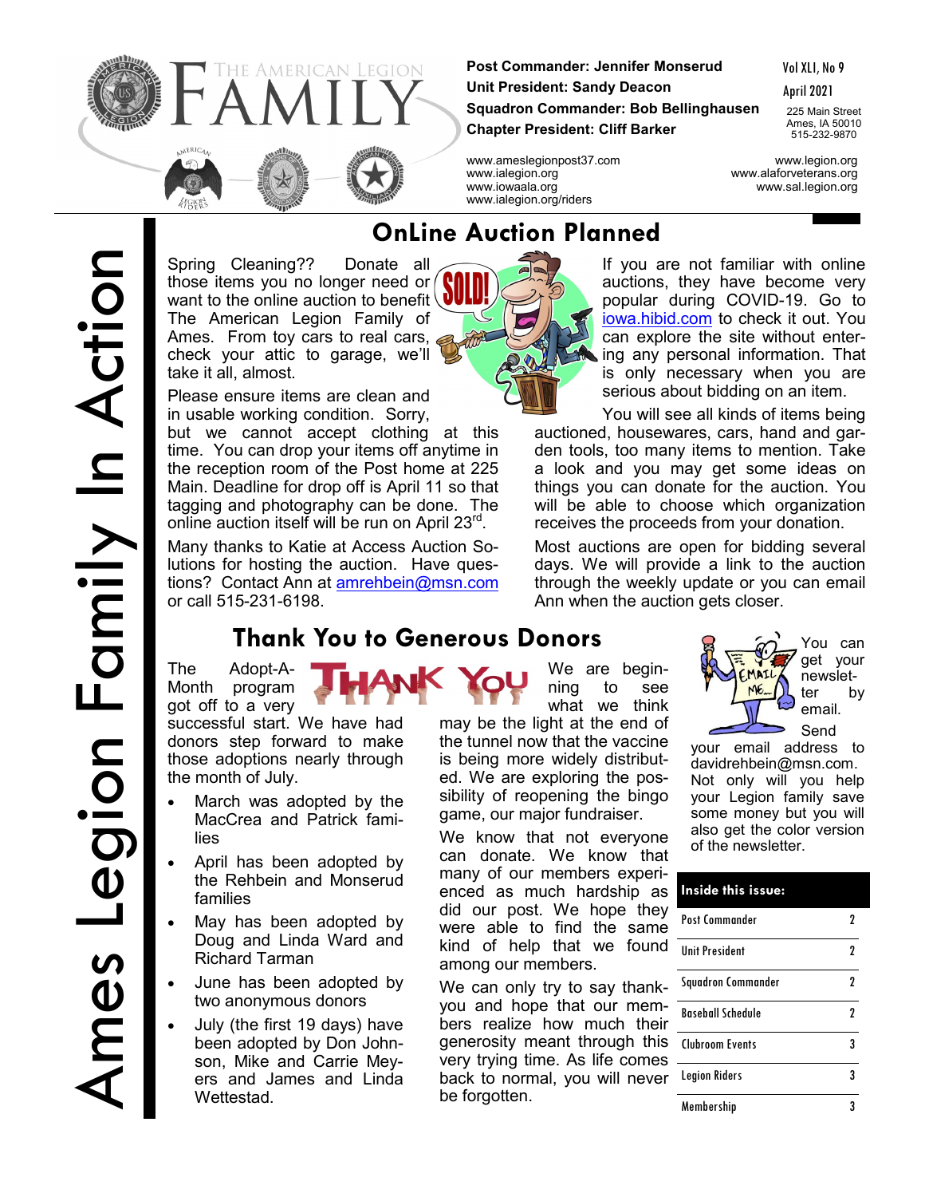# The American Legion FAMILY

**Post Commander: Jennifer Monserud**
**Unit President: Sandy Deacon**
**Squadron Commander: Bob Bellinghausen**
**Chapter President: Cliff Barker**

Vol XLI, No 9
April 2021

225 Main Street
Ames, IA 50010
515-232-9870

www.ameslegionpost37.com
www.ialegion.org
www.iowaala.org
www.ialegion.org/riders

www.legion.org
www.alaforveterans.org
www.sal.legion.org

Ames Legion Family In Action

## OnLine Auction Planned

Spring Cleaning?? Donate all those items you no longer need or want to the online auction to benefit The American Legion Family of Ames. From toy cars to real cars, check your attic to garage, we'll take it all, almost.

Please ensure items are clean and in usable working condition. Sorry, but we cannot accept clothing at this time. You can drop your items off anytime in the reception room of the Post home at 225 Main. Deadline for drop off is April 11 so that tagging and photography can be done. The online auction itself will be run on April 23rd.

Many thanks to Katie at Access Auction Solutions for hosting the auction. Have questions? Contact Ann at amrehbein@msn.com or call 515-231-6198.

If you are not familiar with online auctions, they have become very popular during COVID-19. Go to iowa.hibid.com to check it out. You can explore the site without entering any personal information. That is only necessary when you are serious about bidding on an item.

You will see all kinds of items being auctioned, housewares, cars, hand and garden tools, too many items to mention. Take a look and you may get some ideas on things you can donate for the auction. You will be able to choose which organization receives the proceeds from your donation.

Most auctions are open for bidding several days. We will provide a link to the auction through the weekly update or you can email Ann when the auction gets closer.

## Thank You to Generous Donors

The Adopt-A-Month program got off to a very successful start. We have had donors step forward to make those adoptions nearly through the month of July.

- March was adopted by the MacCrea and Patrick families
- April has been adopted by the Rehbein and Monserud families
- May has been adopted by Doug and Linda Ward and Richard Tarman
- June has been adopted by two anonymous donors
- July (the first 19 days) have been adopted by Don Johnson, Mike and Carrie Meyers and James and Linda Wettestad.

We are beginning to see what we think may be the light at the end of the tunnel now that the vaccine is being more widely distributed. We are exploring the possibility of reopening the bingo game, our major fundraiser.

We know that not everyone can donate. We know that many of our members experienced as much hardship as did our post. We hope they were able to find the same kind of help that we found among our members.

We can only try to say thank-you and hope that our members realize how much their generosity meant through this very trying time. As life comes back to normal, you will never be forgotten.

You can get your newsletter by email. Send your email address to davidrehbein@msn.com. Not only will you help your Legion family save some money but you will also get the color version of the newsletter.

| Inside this issue: | |
|---|---|
| Post Commander | 2 |
| Unit President | 2 |
| Squadron Commander | 2 |
| Baseball Schedule | 2 |
| Clubroom Events | 3 |
| Legion Riders | 3 |
| Membership | 3 |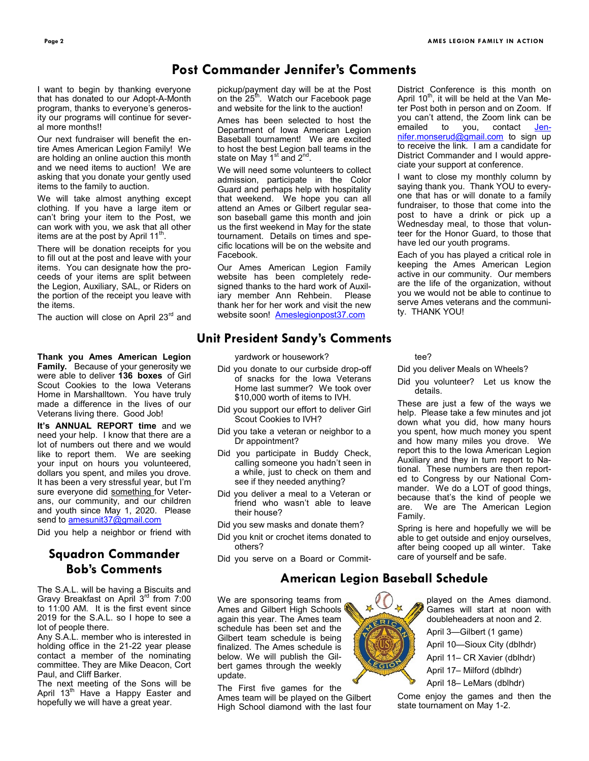# Post Commander Jennifer's Comments

I want to begin by thanking everyone that has donated to our Adopt-A-Month program, thanks to everyone's generosity our programs will continue for several more months!!

Our next fundraiser will benefit the entire Ames American Legion Family! We are holding an online auction this month and we need items to auction! We are asking that you donate your gently used items to the family to auction.

We will take almost anything except clothing. If you have a large item or can't bring your item to the Post, we can work with you, we ask that all other items are at the post by April 11th.

There will be donation receipts for you to fill out at the post and leave with your items. You can designate how the proceeds of your items are split between the Legion, Auxiliary, SAL, or Riders on the portion of the receipt you leave with the items.

The auction will close on April 23rd and pickup/payment day will be at the Post on the 25th. Watch our Facebook page and website for the link to the auction!

Ames has been selected to host the Department of Iowa American Legion Baseball tournament! We are excited to host the best Legion ball teams in the state on May 1st and 2nd.

We will need some volunteers to collect admission, participate in the Color Guard and perhaps help with hospitality that weekend. We hope you can all attend an Ames or Gilbert regular season baseball game this month and join us the first weekend in May for the state tournament. Details on times and specific locations will be on the website and Facebook.

Our Ames American Legion Family website has been completely redesigned thanks to the hard work of Auxiliary member Ann Rehbein. Please thank her for her work and visit the new website soon! Ameslegionpost37.com

District Conference is this month on April 10th, it will be held at the Van Meter Post both in person and on Zoom. If you can't attend, the Zoom link can be emailed to you, contact Jennifer.monserud@gmail.com to sign up to receive the link. I am a candidate for District Commander and I would appreciate your support at conference.

I want to close my monthly column by saying thank you. Thank YOU to everyone that has or will donate to a family fundraiser, to those that come into the post to have a drink or pick up a Wednesday meal, to those that volunteer for the Honor Guard, to those that have led our youth programs.

Each of you has played a critical role in keeping the Ames American Legion active in our community. Our members are the life of the organization, without you we would not be able to continue to serve Ames veterans and the community. THANK YOU!

# Unit President Sandy's Comments

**Thank you Ames American Legion Family.** Because of your generosity we were able to deliver **136 boxes** of Girl Scout Cookies to the Iowa Veterans Home in Marshalltown. You have truly made a difference in the lives of our Veterans living there. Good Job!

**It's ANNUAL REPORT time** and we need your help. I know that there are a lot of numbers out there and we would like to report them. We are seeking your input on hours you volunteered, dollars you spent, and miles you drove. It has been a very stressful year, but I'm sure everyone did something for Veterans, our community, and our children and youth since May 1, 2020. Please send to amesunit37@gmail.com

Did you help a neighbor or friend with yardwork or housework?

Did you donate to our curbside drop-off of snacks for the Iowa Veterans Home last summer? We took over $10,000 worth of items to IVH.

Did you support our effort to deliver Girl Scout Cookies to IVH?

Did you take a veteran or neighbor to a Dr appointment?

Did you participate in Buddy Check, calling someone you hadn't seen in a while, just to check on them and see if they needed anything?

Did you deliver a meal to a Veteran or friend who wasn't able to leave their house?

Did you sew masks and donate them?

Did you knit or crochet items donated to others?

Did you serve on a Board or Committee?

Did you deliver Meals on Wheels?

Did you volunteer? Let us know the details.

These are just a few of the ways we help. Please take a few minutes and jot down what you did, how many hours you spent, how much money you spent and how many miles you drove. We report this to the Iowa American Legion Auxiliary and they in turn report to National. These numbers are then reported to Congress by our National Commander. We do a LOT of good things, because that's the kind of people we are. We are The American Legion Family.

Spring is here and hopefully we will be able to get outside and enjoy ourselves, after being cooped up all winter. Take care of yourself and be safe.

# Squadron Commander Bob's Comments

The S.A.L. will be having a Biscuits and Gravy Breakfast on April 3rd from 7:00 to 11:00 AM. It is the first event since 2019 for the S.A.L. so I hope to see a lot of people there.

Any S.A.L. member who is interested in holding office in the 21-22 year please contact a member of the nominating committee. They are Mike Deacon, Cort Paul, and Cliff Barker.

The next meeting of the Sons will be April 13th Have a Happy Easter and hopefully we will have a great year.

# American Legion Baseball Schedule

We are sponsoring teams from Ames and Gilbert High Schools again this year. The Ames team schedule has been set and the Gilbert team schedule is being finalized. The Ames schedule is below. We will publish the Gilbert games through the weekly update.

The First five games for the Ames team will be played on the Gilbert High School diamond with the last four played on the Ames diamond. Games will start at noon with doubleheaders at noon and 2.

April 3—Gilbert (1 game)

April 10—Sioux City (dblhdr)

April 11– CR Xavier (dblhdr)

April 17– Milford (dblhdr)

April 18– LeMars (dblhdr)

Come enjoy the games and then the state tournament on May 1-2.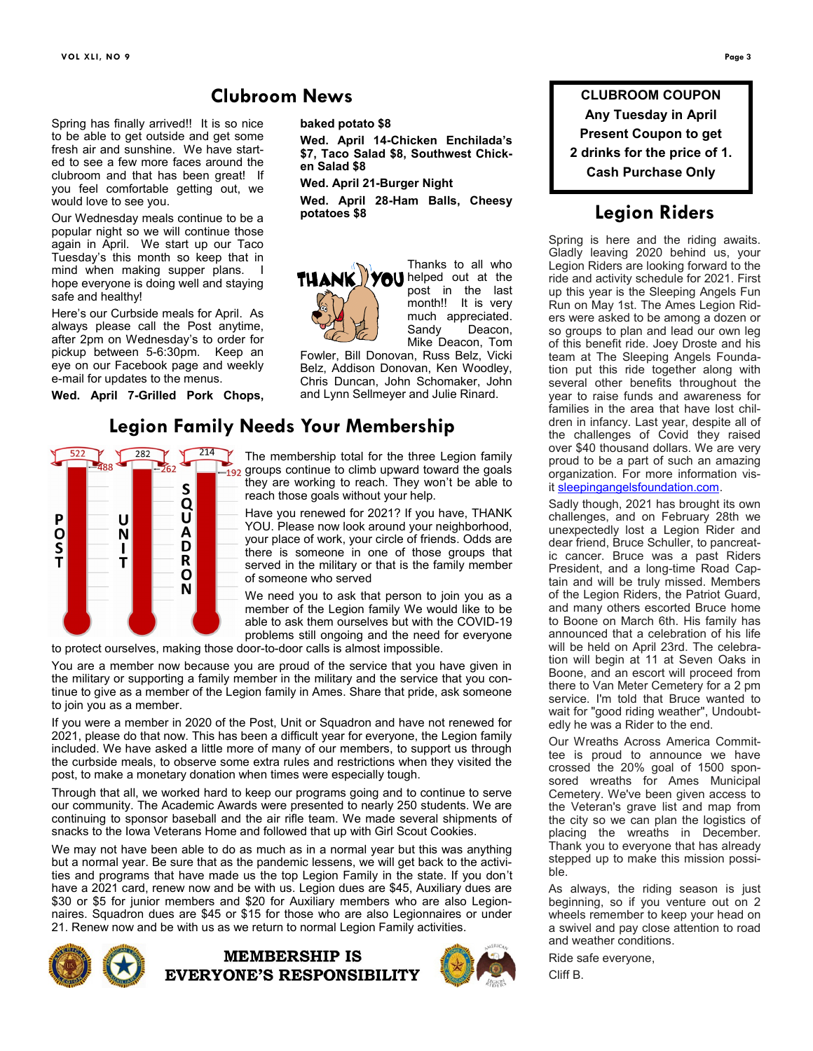## Clubroom News

Spring has finally arrived!! It is so nice to be able to get outside and get some fresh air and sunshine. We have started to see a few more faces around the clubroom and that has been great! If you feel comfortable getting out, we would love to see you.

Our Wednesday meals continue to be a popular night so we will continue those again in April. We start up our Taco Tuesday's this month so keep that in mind when making supper plans. I hope everyone is doing well and staying safe and healthy!

Here's our Curbside meals for April. As always please call the Post anytime, after 2pm on Wednesday's to order for pickup between 5-6:30pm. Keep an eye on our Facebook page and weekly e-mail for updates to the menus.

**Wed. April 7-Grilled Pork Chops, baked potato $8**

**Wed. April 14-Chicken Enchilada's $7, Taco Salad $8, Southwest Chicken Salad $8**

**Wed. April 21-Burger Night**

**Wed. April 28-Ham Balls, Cheesy potatoes $8**

THANK YOU

Thanks to all who helped out at the post in the last month!! It is very much appreciated. Sandy Deacon, Mike Deacon, Tom Fowler, Bill Donovan, Russ Belz, Vicki Belz, Addison Donovan, Ken Woodley, Chris Duncan, John Schomaker, John and Lynn Sellmeyer and Julie Rinard.

## Legion Family Needs Your Membership

POST: 522 goal, 488
UNIT: 282 goal, 262
SQUADRON: 214 goal, 192

The membership total for the three Legion family groups continue to climb upward toward the goals they are working to reach. They won't be able to reach those goals without your help.

Have you renewed for 2021? If you have, THANK YOU. Please now look around your neighborhood, your place of work, your circle of friends. Odds are there is someone in one of those groups that served in the military or that is the family member of someone who served

We need you to ask that person to join you as a member of the Legion family We would like to be able to ask them ourselves but with the COVID-19 problems still ongoing and the need for everyone to protect ourselves, making those door-to-door calls is almost impossible.

You are a member now because you are proud of the service that you have given in the military or supporting a family member in the military and the service that you continue to give as a member of the Legion family in Ames. Share that pride, ask someone to join you as a member.

If you were a member in 2020 of the Post, Unit or Squadron and have not renewed for 2021, please do that now. This has been a difficult year for everyone, the Legion family included. We have asked a little more of many of our members, to support us through the curbside meals, to observe some extra rules and restrictions when they visited the post, to make a monetary donation when times were especially tough.

Through that all, we worked hard to keep our programs going and to continue to serve our community. The Academic Awards were presented to nearly 250 students. We are continuing to sponsor baseball and the air rifle team. We made several shipments of snacks to the Iowa Veterans Home and followed that up with Girl Scout Cookies.

We may not have been able to do as much as in a normal year but this was anything but a normal year. Be sure that as the pandemic lessens, we will get back to the activities and programs that have made us the top Legion Family in the state. If you don't have a 2021 card, renew now and be with us. Legion dues are $45, Auxiliary dues are $30 or $5 for junior members and $20 for Auxiliary members who are also Legionnaires. Squadron dues are $45 or $15 for those who are also Legionnaires or under 21. Renew now and be with us as we return to normal Legion Family activities.

**MEMBERSHIP IS EVERYONE'S RESPONSIBILITY**

**CLUBROOM COUPON**
**Any Tuesday in April**
**Present Coupon to get**
**2 drinks for the price of 1.**
**Cash Purchase Only**

## Legion Riders

Spring is here and the riding awaits. Gladly leaving 2020 behind us, your Legion Riders are looking forward to the ride and activity schedule for 2021. First up this year is the Sleeping Angels Fun Run on May 1st. The Ames Legion Riders were asked to be among a dozen or so groups to plan and lead our own leg of this benefit ride. Joey Droste and his team at The Sleeping Angels Foundation put this ride together along with several other benefits throughout the year to raise funds and awareness for families in the area that have lost children in infancy. Last year, despite all of the challenges of Covid they raised over $40 thousand dollars. We are very proud to be a part of such an amazing organization. For more information visit sleepingangelsfoundation.com.

Sadly though, 2021 has brought its own challenges, and on February 28th we unexpectedly lost a Legion Rider and dear friend, Bruce Schuller, to pancreatic cancer. Bruce was a past Riders President, and a long-time Road Captain and will be truly missed. Members of the Legion Riders, the Patriot Guard, and many others escorted Bruce home to Boone on March 6th. His family has announced that a celebration of his life will be held on April 23rd. The celebration will begin at 11 at Seven Oaks in Boone, and an escort will proceed from there to Van Meter Cemetery for a 2 pm service. I'm told that Bruce wanted to wait for "good riding weather", Undoubtedly he was a Rider to the end.

Our Wreaths Across America Committee is proud to announce we have crossed the 20% goal of 1500 sponsored wreaths for Ames Municipal Cemetery. We've been given access to the Veteran's grave list and map from the city so we can plan the logistics of placing the wreaths in December. Thank you to everyone that has already stepped up to make this mission possible.

As always, the riding season is just beginning, so if you venture out on 2 wheels remember to keep your head on a swivel and pay close attention to road and weather conditions.

Ride safe everyone,

Cliff B.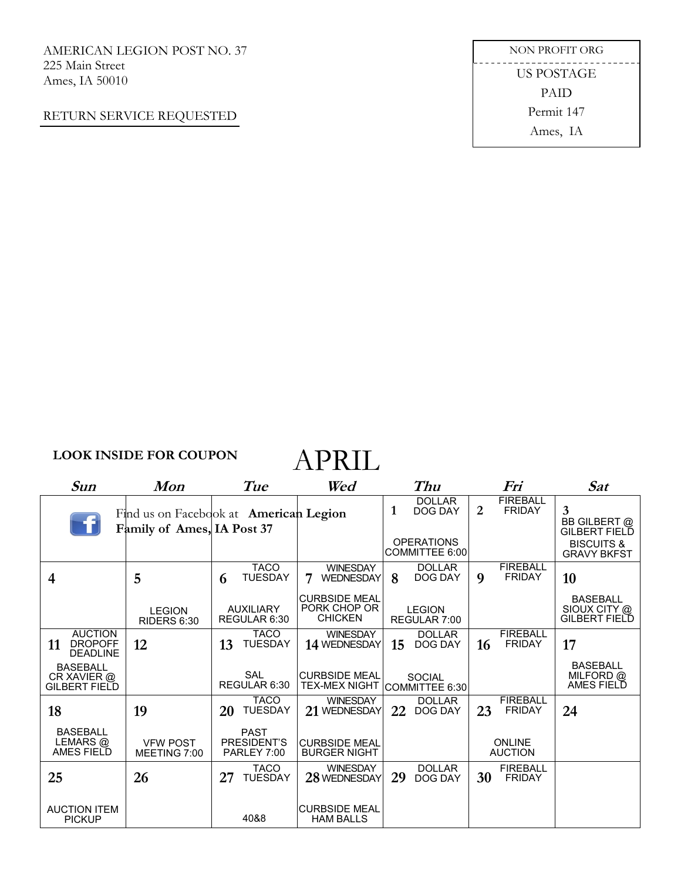AMERICAN LEGION POST NO. 37
225 Main Street
Ames, IA 50010

RETURN SERVICE REQUESTED

NON PROFIT ORG
US POSTAGE
PAID
Permit 147
Ames, IA

**LOOK INSIDE FOR COUPON**

# APRIL

| *Sun* | *Mon* | *Tue* | *Wed* | *Thu* | *Fri* | *Sat* |
|---|---|---|---|---|---|---|
| Find us on Facebook at **American Legion Family of Ames, IA Post 37** | | | | 1 DOLLAR DOG DAY<br>OPERATIONS COMMITTEE 6:00 | 2 FIREBALL FRIDAY | 3 BB GILBERT @ GILBERT FIELD<br>BISCUITS & GRAVY BKFST |
| 4 | 5<br>LEGION RIDERS 6:30 | 6 TACO TUESDAY<br>AUXILIARY REGULAR 6:30 | 7 WINESDAY WEDNESDAY<br>CURBSIDE MEAL PORK CHOP OR CHICKEN | 8 DOLLAR DOG DAY<br>LEGION REGULAR 7:00 | 9 FIREBALL FRIDAY | 10<br>BASEBALL SIOUX CITY @ GILBERT FIELD |
| 11 AUCTION DROPOFF DEADLINE<br>BASEBALL CR XAVIER @ GILBERT FIELD | 12 | 13 TACO TUESDAY<br>SAL REGULAR 6:30 | 14 WINESDAY WEDNESDAY<br>CURBSIDE MEAL TEX-MEX NIGHT | 15 DOLLAR DOG DAY<br>SOCIAL COMMITTEE 6:30 | 16 FIREBALL FRIDAY | 17<br>BASEBALL MILFORD @ AMES FIELD |
| 18<br>BASEBALL LEMARS @ AMES FIELD | 19<br>VFW POST MEETING 7:00 | 20 TACO TUESDAY<br>PAST PRESIDENT'S PARLEY 7:00 | 21 WINESDAY WEDNESDAY<br>CURBSIDE MEAL BURGER NIGHT | 22 DOLLAR DOG DAY | 23 FIREBALL FRIDAY<br>ONLINE AUCTION | 24 |
| 25<br>AUCTION ITEM PICKUP | 26 | 27 TACO TUESDAY<br>40&8 | 28 WINESDAY WEDNESDAY<br>CURBSIDE MEAL HAM BALLS | 29 DOLLAR DOG DAY | 30 FIREBALL FRIDAY | |